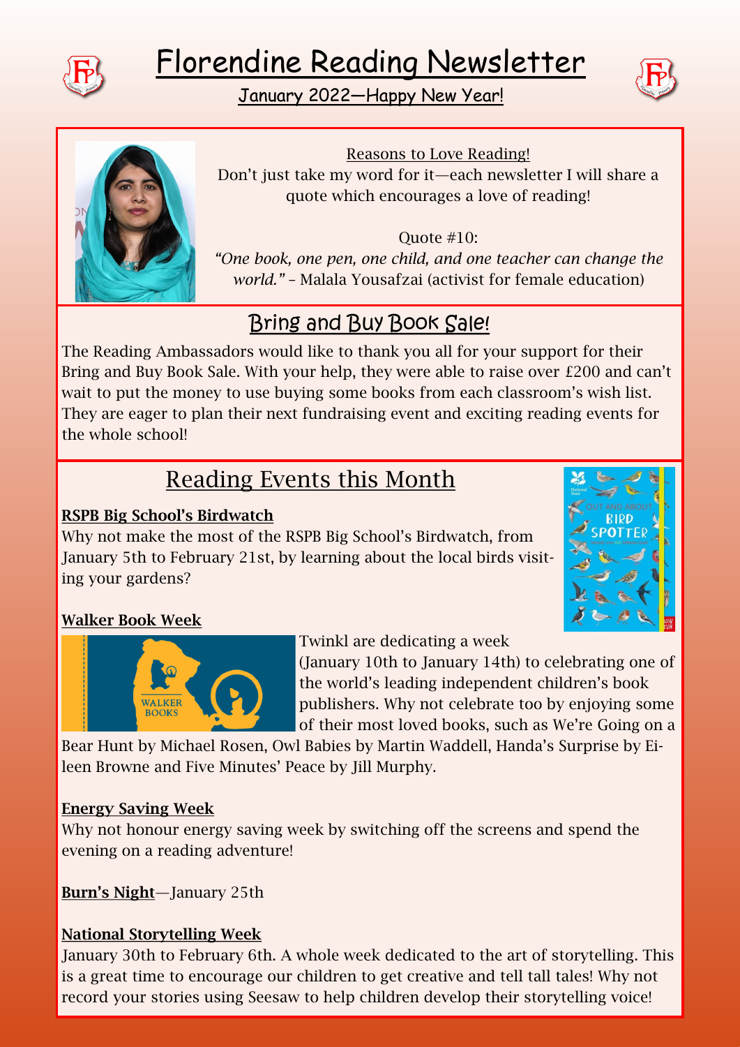# Florendine Reading Newsletter

## January 2022—Happy New Year!

### Reasons to Love Reading!

Don't just take my word for it—each newsletter I will share a quote which encourages a love of reading!

Quote #10:

*"One book, one pen, one child, and one teacher can change the world."* – Malala Yousafzai (activist for female education)

## Bring and Buy Book Sale!

The Reading Ambassadors would like to thank you all for your support for their Bring and Buy Book Sale. With your help, they were able to raise over £200 and can't wait to put the money to use buying some books from each classroom's wish list. They are eager to plan their next fundraising event and exciting reading events for the whole school!

## Reading Events this Month

**RSPB Big School's Birdwatch**

Why not make the most of the RSPB Big School's Birdwatch, from January 5th to February 21st, by learning about the local birds visiting your gardens?

**Walker Book Week**

Twinkl are dedicating a week (January 10th to January 14th) to celebrating one of the world's leading independent children's book publishers. Why not celebrate too by enjoying some of their most loved books, such as We're Going on a Bear Hunt by Michael Rosen, Owl Babies by Martin Waddell, Handa's Surprise by Eileen Browne and Five Minutes' Peace by Jill Murphy.

**Energy Saving Week**

Why not honour energy saving week by switching off the screens and spend the evening on a reading adventure!

**Burn's Night**—January 25th

**National Storytelling Week**

January 30th to February 6th. A whole week dedicated to the art of storytelling. This is a great time to encourage our children to get creative and tell tall tales! Why not record your stories using Seesaw to help children develop their storytelling voice!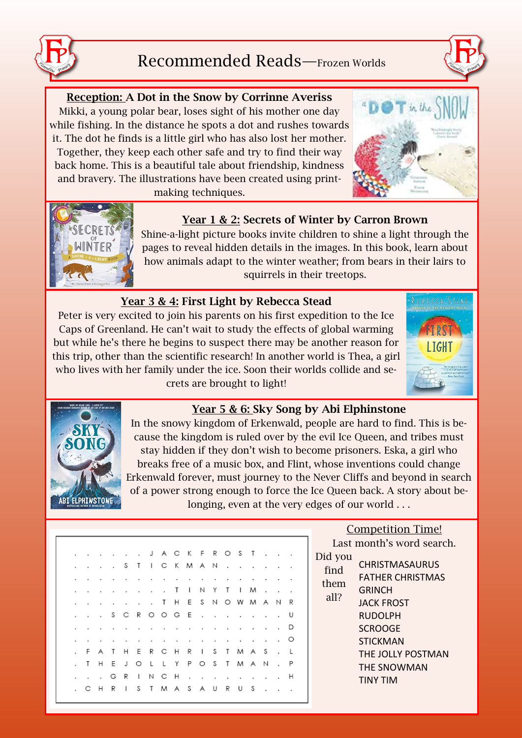# Recommended Reads—Frozen Worlds

**Reception: A Dot in the Snow by Corrinne Averiss**

Mikki, a young polar bear, loses sight of his mother one day while fishing. In the distance he spots a dot and rushes towards it. The dot he finds is a little girl who has also lost her mother. Together, they keep each other safe and try to find their way back home. This is a beautiful tale about friendship, kindness and bravery. The illustrations have been created using print-making techniques.

**Year 1 & 2: Secrets of Winter by Carron Brown**

Shine-a-light picture books invite children to shine a light through the pages to reveal hidden details in the images. In this book, learn about how animals adapt to the winter weather; from bears in their lairs to squirrels in their treetops.

**Year 3 & 4: First Light by Rebecca Stead**

Peter is very excited to join his parents on his first expedition to the Ice Caps of Greenland. He can't wait to study the effects of global warming but while he's there he begins to suspect there may be another reason for this trip, other than the scientific research! In another world is Thea, a girl who lives with her family under the ice. Soon their worlds collide and secrets are brought to light!

**Year 5 & 6: Sky Song by Abi Elphinstone**

In the snowy kingdom of Erkenwald, people are hard to find. This is because the kingdom is ruled over by the evil Ice Queen, and tribes must stay hidden if they don't wish to become prisoners. Eska, a girl who breaks free of a music box, and Flint, whose inventions could change Erkenwald forever, must journey to the Never Cliffs and beyond in search of a power strong enough to force the Ice Queen back. A story about belonging, even at the very edges of our world . . .

## Competition Time!

Last month's word search.

```
. . . . . . . J A C K F R O S T . . .
. . . . . S T I C K M A N . . . . . .
. . . . . . . . . . . . . . . . . . .
. . . . . . . . . T I N Y T I M . . .
. . . . . . . . . T H E S N O W M A N R
. . . . S C R O O G E . . . . . . . U
. . . . . . . . . . . . . . . . . . D
. . . . . . . . . . . . . . . . . . O
. F A T H E R C H R I S T M A S . L
. T H E J O L L Y P O S T M A N . P
. . . G R I N C H . . . . . . . . H
. C H R I S T M A S A U R U S . . .
```

Did you find them all?

- CHRISTMASAURUS
- FATHER CHRISTMAS
- GRINCH
- JACK FROST
- RUDOLPH
- SCROOGE
- STICKMAN
- THE JOLLY POSTMAN
- THE SNOWMAN
- TINY TIM